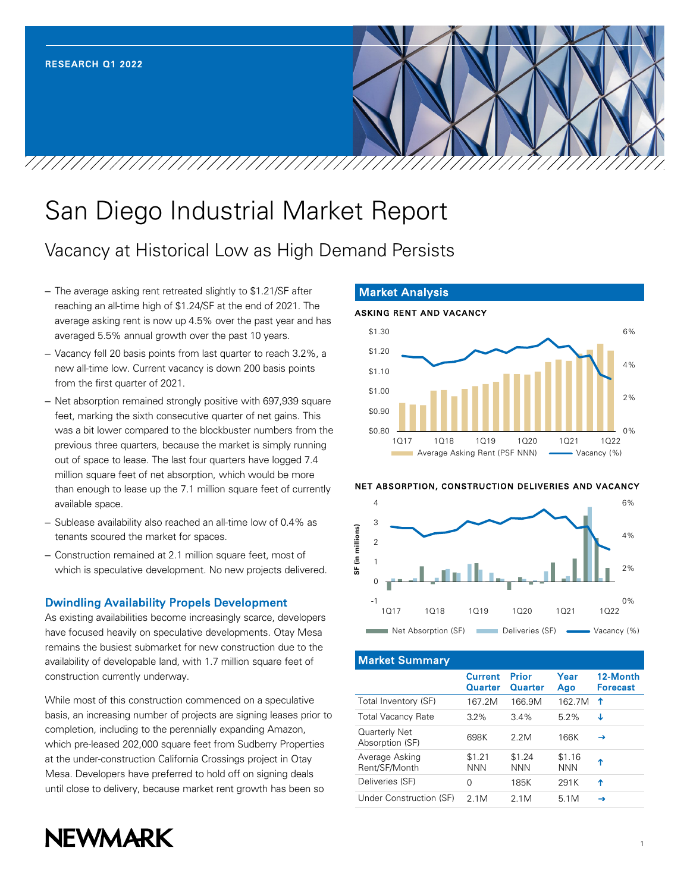RESEARCH Q1 2022

# San Diego Industrial Market Report

## Vacancy at Historical Low as High Demand Persists

- The average asking rent retreated slightly to $1.21/SF after reaching an all-time high of $1.24/SF at the end of 2021. The average asking rent is now up 4.5% over the past year and has averaged 5.5% annual growth over the past 10 years.
- Vacancy fell 20 basis points from last quarter to reach 3.2%, a new all-time low. Current vacancy is down 200 basis points from the first quarter of 2021.
- Net absorption remained strongly positive with 697,939 square feet, marking the sixth consecutive quarter of net gains. This was a bit lower compared to the blockbuster numbers from the previous three quarters, because the market is simply running out of space to lease. The last four quarters have logged 7.4 million square feet of net absorption, which would be more than enough to lease up the 7.1 million square feet of currently available space.
- Sublease availability also reached an all-time low of 0.4% as tenants scoured the market for spaces.
- Construction remained at 2.1 million square feet, most of which is speculative development. No new projects delivered.

### Dwindling Availability Propels Development

As existing availabilities become increasingly scarce, developers have focused heavily on speculative developments. Otay Mesa remains the busiest submarket for new construction due to the availability of developable land, with 1.7 million square feet of construction currently underway.

While most of this construction commenced on a speculative basis, an increasing number of projects are signing leases prior to completion, including to the perennially expanding Amazon, which pre-leased 202,000 square feet from Sudberry Properties at the under-construction California Crossings project in Otay Mesa. Developers have preferred to hold off on signing deals until close to delivery, because market rent growth has been so

## Market Analysis

**ASKING RENT AND VACANCY**

**NET ABSORPTION, CONSTRUCTION DELIVERIES AND VACANCY**

## Market Summary

| | Current Quarter | Prior Quarter | Year Ago | 12-Month Forecast |
|---|---|---|---|---|
| Total Inventory (SF) | 167.2M | 166.9M | 162.7M | ↑ |
| Total Vacancy Rate | 3.2% | 3.4% | 5.2% | ↓ |
| Quarterly Net Absorption (SF) | 698K | 2.2M | 166K | → |
| Average Asking Rent/SF/Month | $1.21 NNN | $1.24 NNN | $1.16 NNN | ↑ |
| Deliveries (SF) | 0 | 185K | 291K | ↑ |
| Under Construction (SF) | 2.1M | 2.1M | 5.1M | → |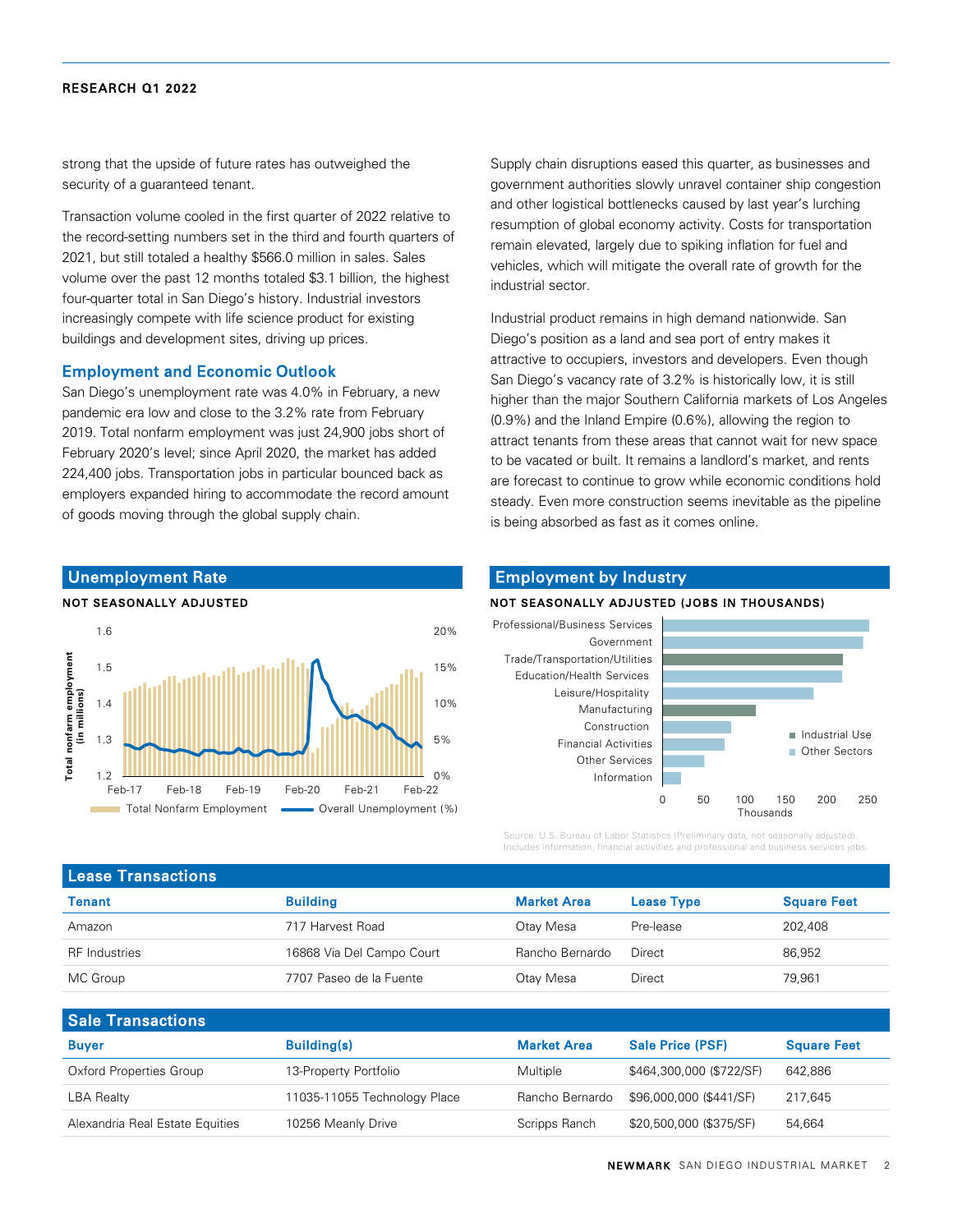strong that the upside of future rates has outweighed the security of a guaranteed tenant.

Transaction volume cooled in the first quarter of 2022 relative to the record-setting numbers set in the third and fourth quarters of 2021, but still totaled a healthy $566.0 million in sales. Sales volume over the past 12 months totaled $3.1 billion, the highest four-quarter total in San Diego's history. Industrial investors increasingly compete with life science product for existing buildings and development sites, driving up prices.

## Employment and Economic Outlook

San Diego's unemployment rate was 4.0% in February, a new pandemic era low and close to the 3.2% rate from February 2019. Total nonfarm employment was just 24,900 jobs short of February 2020's level; since April 2020, the market has added 224,400 jobs. Transportation jobs in particular bounced back as employers expanded hiring to accommodate the record amount of goods moving through the global supply chain.

Supply chain disruptions eased this quarter, as businesses and government authorities slowly unravel container ship congestion and other logistical bottlenecks caused by last year's lurching resumption of global economy activity. Costs for transportation remain elevated, largely due to spiking inflation for fuel and vehicles, which will mitigate the overall rate of growth for the industrial sector.

Industrial product remains in high demand nationwide. San Diego's position as a land and sea port of entry makes it attractive to occupiers, investors and developers. Even though San Diego's vacancy rate of 3.2% is historically low, it is still higher than the major Southern California markets of Los Angeles (0.9%) and the Inland Empire (0.6%), allowing the region to attract tenants from these areas that cannot wait for new space to be vacated or built. It remains a landlord's market, and rents are forecast to continue to grow while economic conditions hold steady. Even more construction seems inevitable as the pipeline is being absorbed as fast as it comes online.

## Unemployment Rate

NOT SEASONALLY ADJUSTED

## Employment by Industry

NOT SEASONALLY ADJUSTED (JOBS IN THOUSANDS)

Source: U.S. Bureau of Labor Statistics (Preliminary data, not seasonally adjusted). Includes information, financial activities and professional and business services jobs.

## Lease Transactions

| Tenant | Building | Market Area | Lease Type | Square Feet |
|---|---|---|---|---|
| Amazon | 717 Harvest Road | Otay Mesa | Pre-lease | 202,408 |
| RF Industries | 16868 Via Del Campo Court | Rancho Bernardo | Direct | 86,952 |
| MC Group | 7707 Paseo de la Fuente | Otay Mesa | Direct | 79,961 |

## Sale Transactions

| Buyer | Building(s) | Market Area | Sale Price (PSF) | Square Feet |
|---|---|---|---|---|
| Oxford Properties Group | 13-Property Portfolio | Multiple | $464,300,000 ($722/SF) | 642,886 |
| LBA Realty | 11035-11055 Technology Place | Rancho Bernardo | $96,000,000 ($441/SF) | 217,645 |
| Alexandria Real Estate Equities | 10256 Meanly Drive | Scripps Ranch | $20,500,000 ($375/SF) | 54,664 |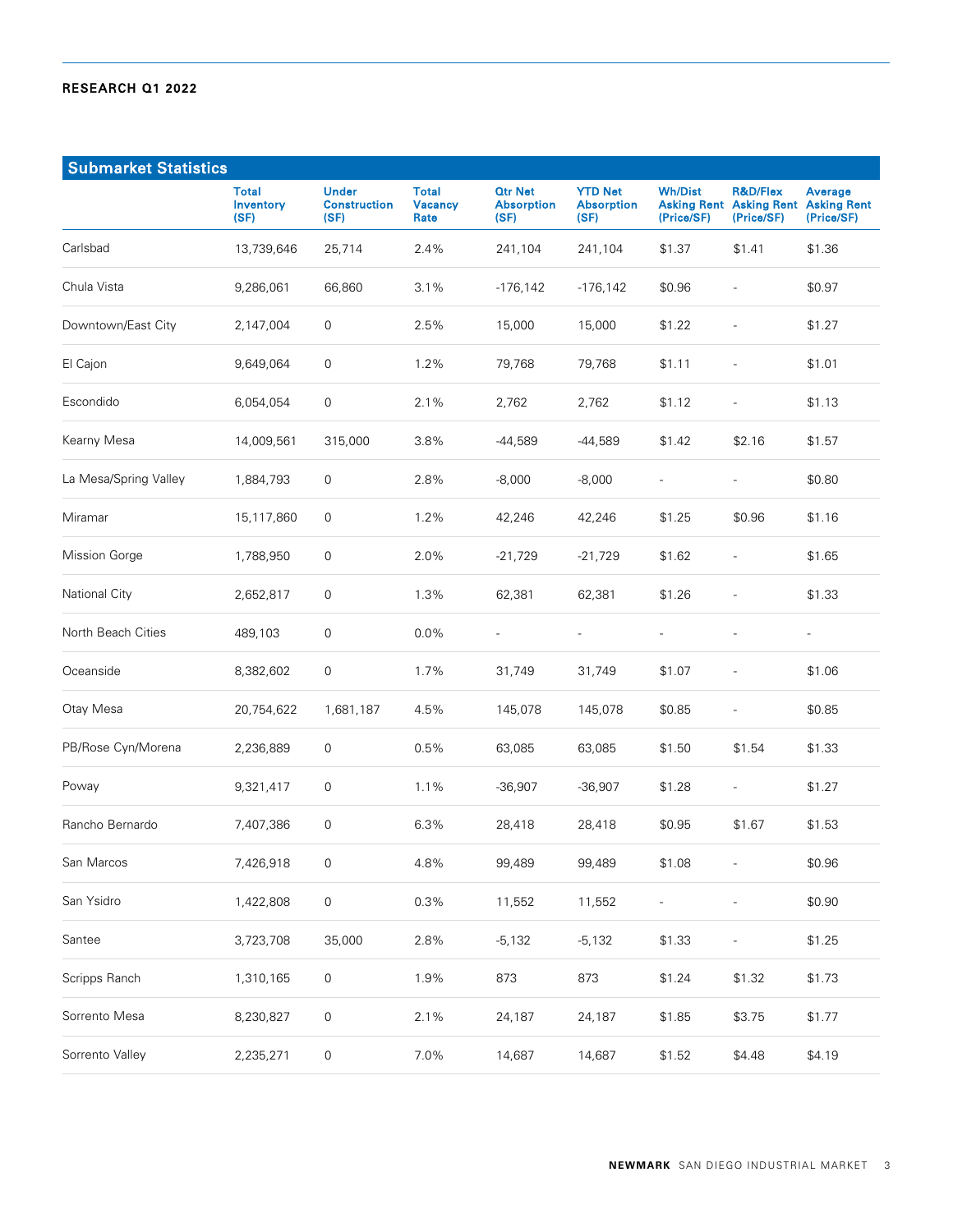## Submarket Statistics

| | Total Inventory (SF) | Under Construction (SF) | Total Vacancy Rate | Qtr Net Absorption (SF) | YTD Net Absorption (SF) | Wh/Dist Asking Rent (Price/SF) | R&D/Flex Asking Rent (Price/SF) | Average Asking Rent (Price/SF) |
|---|---|---|---|---|---|---|---|---|
| Carlsbad | 13,739,646 | 25,714 | 2.4% | 241,104 | 241,104 | $1.37 | $1.41 | $1.36 |
| Chula Vista | 9,286,061 | 66,860 | 3.1% | -176,142 | -176,142 | $0.96 | - | $0.97 |
| Downtown/East City | 2,147,004 | 0 | 2.5% | 15,000 | 15,000 | $1.22 | - | $1.27 |
| El Cajon | 9,649,064 | 0 | 1.2% | 79,768 | 79,768 | $1.11 | - | $1.01 |
| Escondido | 6,054,054 | 0 | 2.1% | 2,762 | 2,762 | $1.12 | - | $1.13 |
| Kearny Mesa | 14,009,561 | 315,000 | 3.8% | -44,589 | -44,589 | $1.42 | $2.16 | $1.57 |
| La Mesa/Spring Valley | 1,884,793 | 0 | 2.8% | -8,000 | -8,000 | - | - | $0.80 |
| Miramar | 15,117,860 | 0 | 1.2% | 42,246 | 42,246 | $1.25 | $0.96 | $1.16 |
| Mission Gorge | 1,788,950 | 0 | 2.0% | -21,729 | -21,729 | $1.62 | - | $1.65 |
| National City | 2,652,817 | 0 | 1.3% | 62,381 | 62,381 | $1.26 | - | $1.33 |
| North Beach Cities | 489,103 | 0 | 0.0% | - | - | - | - | - |
| Oceanside | 8,382,602 | 0 | 1.7% | 31,749 | 31,749 | $1.07 | - | $1.06 |
| Otay Mesa | 20,754,622 | 1,681,187 | 4.5% | 145,078 | 145,078 | $0.85 | - | $0.85 |
| PB/Rose Cyn/Morena | 2,236,889 | 0 | 0.5% | 63,085 | 63,085 | $1.50 | $1.54 | $1.33 |
| Poway | 9,321,417 | 0 | 1.1% | -36,907 | -36,907 | $1.28 | - | $1.27 |
| Rancho Bernardo | 7,407,386 | 0 | 6.3% | 28,418 | 28,418 | $0.95 | $1.67 | $1.53 |
| San Marcos | 7,426,918 | 0 | 4.8% | 99,489 | 99,489 | $1.08 | - | $0.96 |
| San Ysidro | 1,422,808 | 0 | 0.3% | 11,552 | 11,552 | - | - | $0.90 |
| Santee | 3,723,708 | 35,000 | 2.8% | -5,132 | -5,132 | $1.33 | - | $1.25 |
| Scripps Ranch | 1,310,165 | 0 | 1.9% | 873 | 873 | $1.24 | $1.32 | $1.73 |
| Sorrento Mesa | 8,230,827 | 0 | 2.1% | 24,187 | 24,187 | $1.85 | $3.75 | $1.77 |
| Sorrento Valley | 2,235,271 | 0 | 7.0% | 14,687 | 14,687 | $1.52 | $4.48 | $4.19 |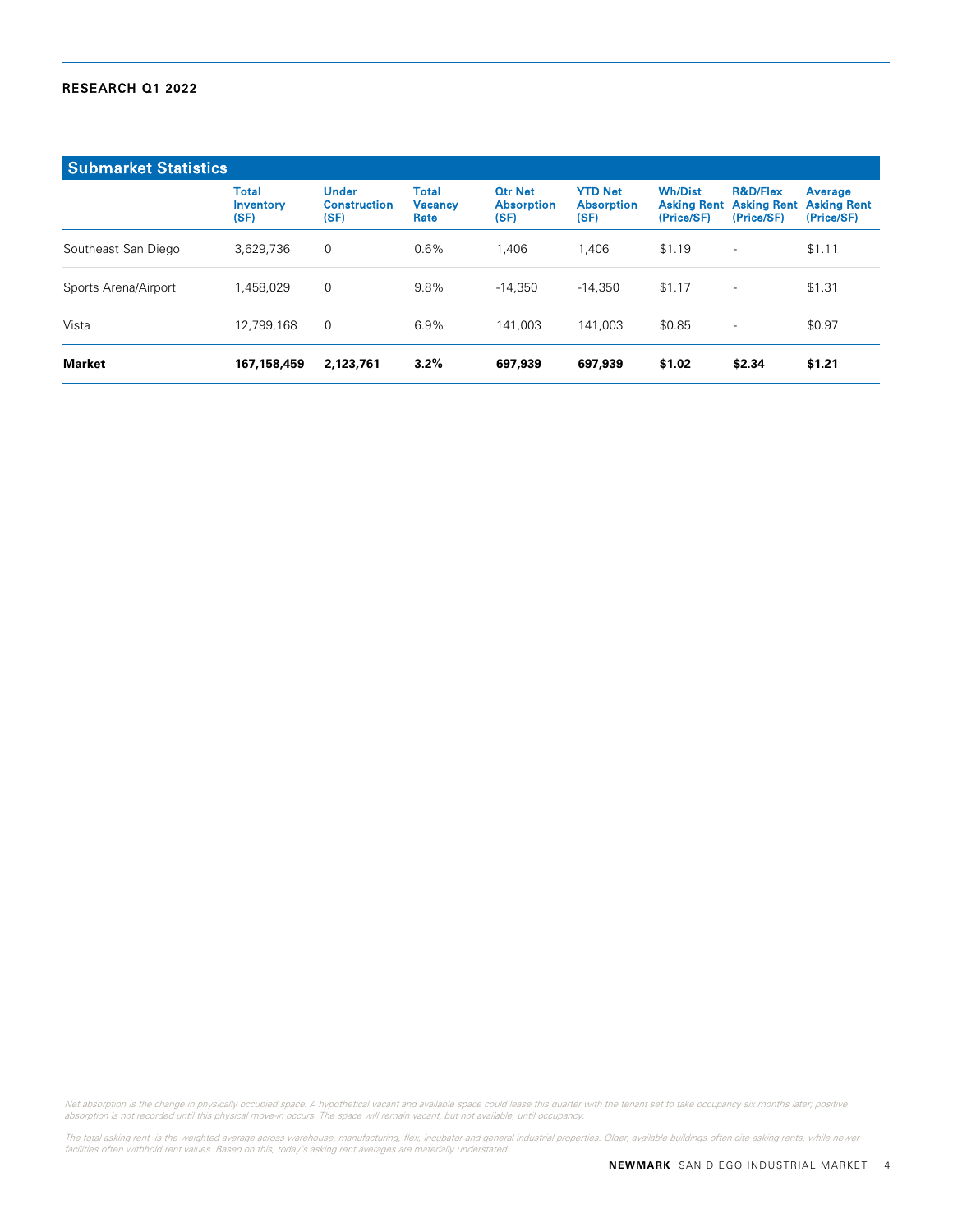## Submarket Statistics

| | Total Inventory (SF) | Under Construction (SF) | Total Vacancy Rate | Qtr Net Absorption (SF) | YTD Net Absorption (SF) | Wh/Dist Asking Rent (Price/SF) | R&D/Flex Asking Rent (Price/SF) | Average Asking Rent (Price/SF) |
|---|---|---|---|---|---|---|---|---|
| Southeast San Diego | 3,629,736 | 0 | 0.6% | 1,406 | 1,406 | $1.19 | - | $1.11 |
| Sports Arena/Airport | 1,458,029 | 0 | 9.8% | -14,350 | -14,350 | $1.17 | - | $1.31 |
| Vista | 12,799,168 | 0 | 6.9% | 141,003 | 141,003 | $0.85 | - | $0.97 |
| **Market** | **167,158,459** | **2,123,761** | **3.2%** | **697,939** | **697,939** | **$1.02** | **$2.34** | **$1.21** |

*Net absorption is the change in physically occupied space. A hypothetical vacant and available space could lease this quarter with the tenant set to take occupancy six months later; positive absorption is not recorded until this physical move-in occurs. The space will remain vacant, but not available, until occupancy.*

*The total asking rent is the weighted average across warehouse, manufacturing, flex, incubator and general industrial properties. Older, available buildings often cite asking rents, while newer facilities often withhold rent values. Based on this, today's asking rent averages are materially understated.*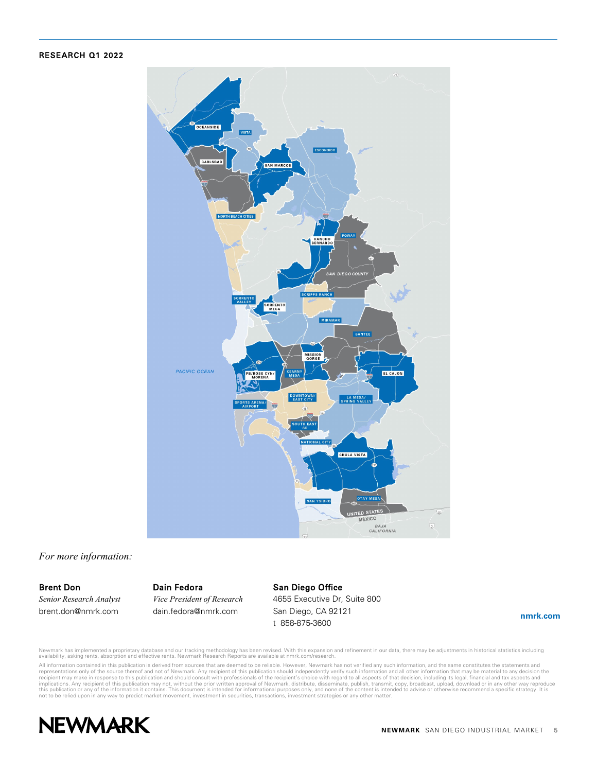RESEARCH Q1 2022

OCEANSIDE

VISTA

ESCONDIDO

SAN MARCOS

CARLSBAD

NORTH BEACH CITIES

RANCHO BERNARDO

POWAY

SAN DIEGO COUNTY

SCRIPPS RANCH

SORRENTO VALLEY

SORRENTO MESA

MIRAMAR

SANTEE

MISSION GORGE

PACIFIC OCEAN

PB/ROSE CYN/ MORENA

KEARNY MESA

EL CAJON

DOWNTOWN/ EAST CITY

LA MESA/ SPRING VALLEY

SPORTS ARENA/ AIRPORT

SOUTH EAST SD

NATIONAL CITY

CHULA VISTA

OTAY MESA

SAN YSIDRO

UNITED STATES

MÉXICO

BAJA CALIFORNIA

*For more information:*

**Brent Don**
*Senior Research Analyst*
brent.don@nmrk.com

**Dain Fedora**
*Vice President of Research*
dain.fedora@nmrk.com

**San Diego Office**
4655 Executive Dr, Suite 800
San Diego, CA 92121
t 858-875-3600

**nmrk.com**

Newmark has implemented a proprietary database and our tracking methodology has been revised. With this expansion and refinement in our data, there may be adjustments in historical statistics including availability, asking rents, absorption and effective rents. Newmark Research Reports are available at nmrk.com/research.

All information contained in this publication is derived from sources that are deemed to be reliable. However, Newmark has not verified any such information, and the same constitutes the statements and representations only of the source thereof and not of Newmark. Any recipient of this publication should independently verify such information and all other information that may be material to any decision the recipient may make in response to this publication and should consult with professionals of the recipient's choice with regard to all aspects of that decision, including its legal, financial and tax aspects and implications. Any recipient of this publication may not, without the prior written approval of Newmark, distribute, disseminate, publish, transmit, copy, broadcast, upload, download or in any other way reproduce this publication or any of the information it contains. This document is intended for informational purposes only, and none of the content is intended to advise or otherwise recommend a specific strategy. It is not to be relied upon in any way to predict market movement, investment in securities, transactions, investment strategies or any other matter.

NEWMARK